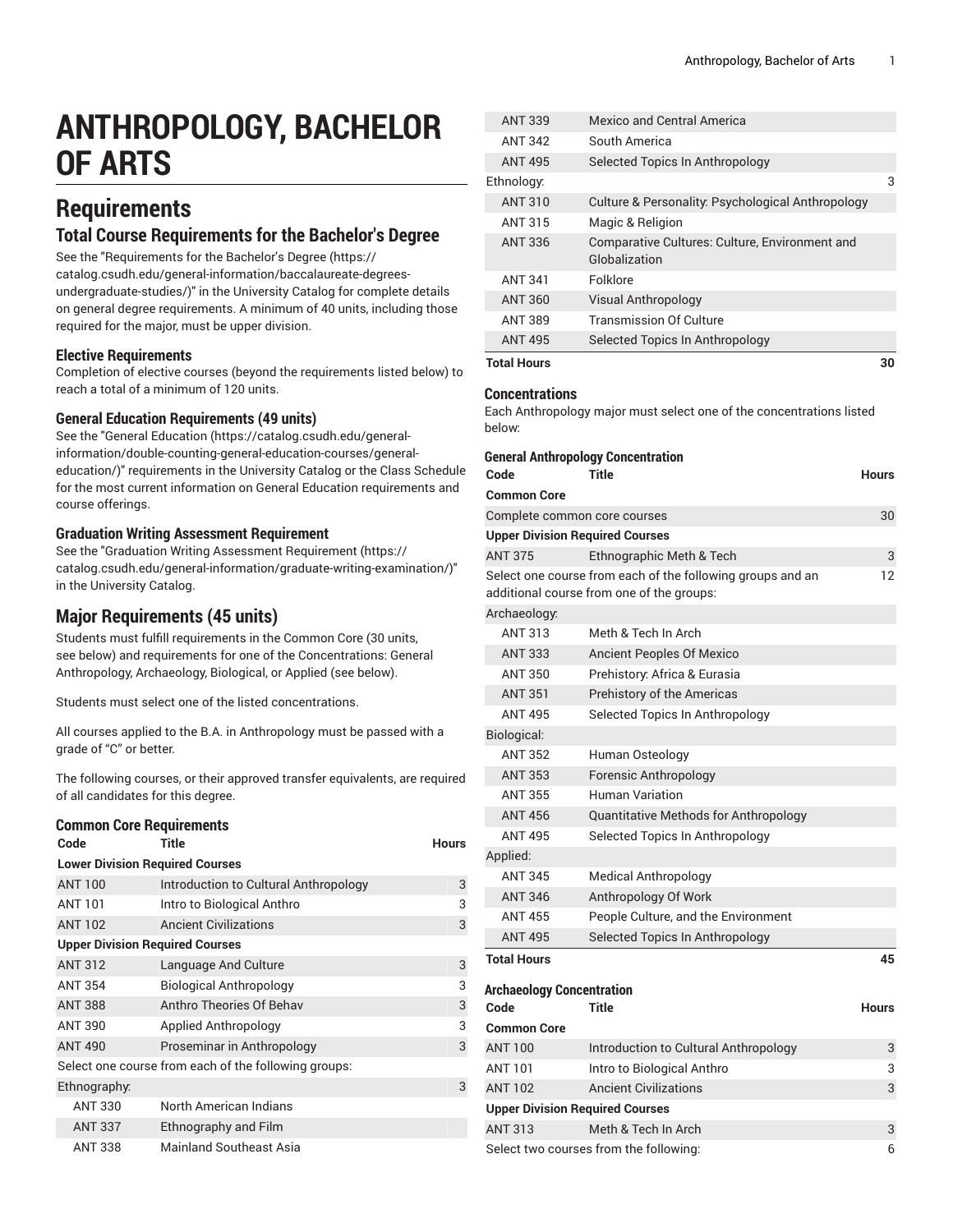# ANTHROPOLOGY, BACHELOR OF ARTS

## Requirements

### Total Course Requirements for the Bachelor's Degree

See the "Requirements for the Bachelor's Degree (https://catalog.csudh.edu/general-information/baccalaureate-degrees-undergraduate-studies/)" in the University Catalog for complete details on general degree requirements. A minimum of 40 units, including those required for the major, must be upper division.

#### Elective Requirements

Completion of elective courses (beyond the requirements listed below) to reach a total of a minimum of 120 units.

#### General Education Requirements (49 units)

See the "General Education (https://catalog.csudh.edu/general-information/double-counting-general-education-courses/general-education/)" requirements in the University Catalog or the Class Schedule for the most current information on General Education requirements and course offerings.

#### Graduation Writing Assessment Requirement

See the "Graduation Writing Assessment Requirement (https://catalog.csudh.edu/general-information/graduate-writing-examination/)" in the University Catalog.

## Major Requirements (45 units)

Students must fulfill requirements in the Common Core (30 units, see below) and requirements for one of the Concentrations: General Anthropology, Archaeology, Biological, or Applied (see below).

Students must select one of the listed concentrations.

All courses applied to the B.A. in Anthropology must be passed with a grade of "C" or better.

The following courses, or their approved transfer equivalents, are required of all candidates for this degree.

#### Common Core Requirements

| Code | Title | Hours |
|---|---|---|
| **Lower Division Required Courses** | | |
| ANT 100 | Introduction to Cultural Anthropology | 3 |
| ANT 101 | Intro to Biological Anthro | 3 |
| ANT 102 | Ancient Civilizations | 3 |
| **Upper Division Required Courses** | | |
| ANT 312 | Language And Culture | 3 |
| ANT 354 | Biological Anthropology | 3 |
| ANT 388 | Anthro Theories Of Behav | 3 |
| ANT 390 | Applied Anthropology | 3 |
| ANT 490 | Proseminar in Anthropology | 3 |
| Select one course from each of the following groups: | | |
| Ethnography: | | 3 |
| ANT 330 | North American Indians | |
| ANT 337 | Ethnography and Film | |
| ANT 338 | Mainland Southeast Asia | |
| ANT 339 | Mexico and Central America | |
| ANT 342 | South America | |
| ANT 495 | Selected Topics In Anthropology | |
| Ethnology: | | 3 |
| ANT 310 | Culture & Personality: Psychological Anthropology | |
| ANT 315 | Magic & Religion | |
| ANT 336 | Comparative Cultures: Culture, Environment and Globalization | |
| ANT 341 | Folklore | |
| ANT 360 | Visual Anthropology | |
| ANT 389 | Transmission Of Culture | |
| ANT 495 | Selected Topics In Anthropology | |
| **Total Hours** | | **30** |

#### Concentrations

Each Anthropology major must select one of the concentrations listed below:

#### General Anthropology Concentration

| Code | Title | Hours |
|---|---|---|
| **Common Core** | | |
| Complete common core courses | | 30 |
| **Upper Division Required Courses** | | |
| ANT 375 | Ethnographic Meth & Tech | 3 |
| Select one course from each of the following groups and an additional course from one of the groups: | | 12 |
| Archaeology: | | |
| ANT 313 | Meth & Tech In Arch | |
| ANT 333 | Ancient Peoples Of Mexico | |
| ANT 350 | Prehistory: Africa & Eurasia | |
| ANT 351 | Prehistory of the Americas | |
| ANT 495 | Selected Topics In Anthropology | |
| Biological: | | |
| ANT 352 | Human Osteology | |
| ANT 353 | Forensic Anthropology | |
| ANT 355 | Human Variation | |
| ANT 456 | Quantitative Methods for Anthropology | |
| ANT 495 | Selected Topics In Anthropology | |
| Applied: | | |
| ANT 345 | Medical Anthropology | |
| ANT 346 | Anthropology Of Work | |
| ANT 455 | People Culture, and the Environment | |
| ANT 495 | Selected Topics In Anthropology | |
| **Total Hours** | | **45** |

#### Archaeology Concentration

| Code | Title | Hours |
|---|---|---|
| **Common Core** | | |
| ANT 100 | Introduction to Cultural Anthropology | 3 |
| ANT 101 | Intro to Biological Anthro | 3 |
| ANT 102 | Ancient Civilizations | 3 |
| **Upper Division Required Courses** | | |
| ANT 313 | Meth & Tech In Arch | 3 |
| Select two courses from the following: | | 6 |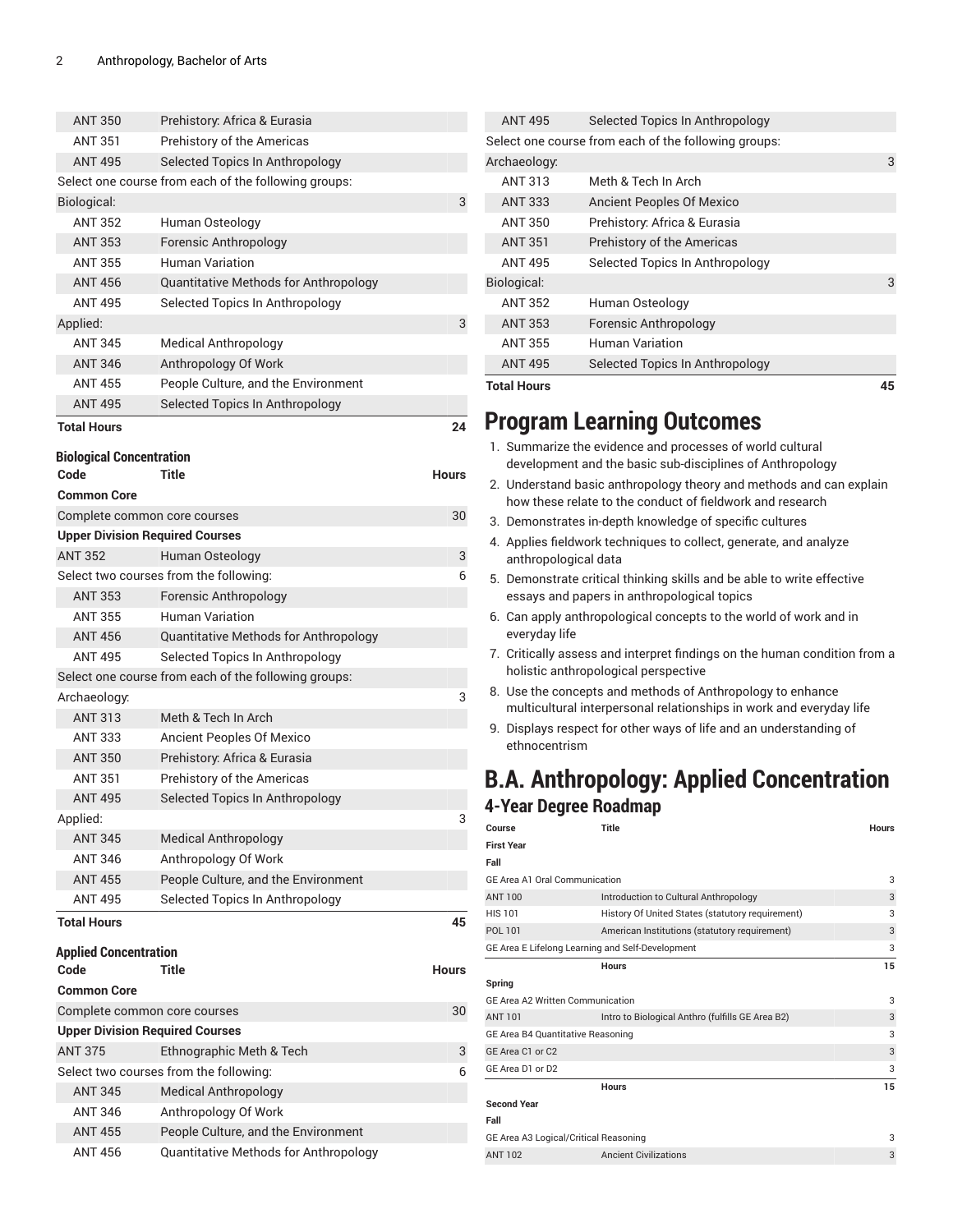| Code | Title | Hours |
|---|---|---|
| ANT 350 | Prehistory: Africa & Eurasia | |
| ANT 351 | Prehistory of the Americas | |
| ANT 495 | Selected Topics In Anthropology | |
| Select one course from each of the following groups: | | |
| Biological: | | 3 |
| ANT 352 | Human Osteology | |
| ANT 353 | Forensic Anthropology | |
| ANT 355 | Human Variation | |
| ANT 456 | Quantitative Methods for Anthropology | |
| ANT 495 | Selected Topics In Anthropology | |
| Applied: | | 3 |
| ANT 345 | Medical Anthropology | |
| ANT 346 | Anthropology Of Work | |
| ANT 455 | People Culture, and the Environment | |
| ANT 495 | Selected Topics In Anthropology | |
| **Total Hours** | | **24** |

### Biological Concentration

| Code | Title | Hours |
|---|---|---|
| **Common Core** | | |
| Complete common core courses | | 30 |
| **Upper Division Required Courses** | | |
| ANT 352 | Human Osteology | 3 |
| Select two courses from the following: | | 6 |
| ANT 353 | Forensic Anthropology | |
| ANT 355 | Human Variation | |
| ANT 456 | Quantitative Methods for Anthropology | |
| ANT 495 | Selected Topics In Anthropology | |
| Select one course from each of the following groups: | | |
| Archaeology: | | 3 |
| ANT 313 | Meth & Tech In Arch | |
| ANT 333 | Ancient Peoples Of Mexico | |
| ANT 350 | Prehistory: Africa & Eurasia | |
| ANT 351 | Prehistory of the Americas | |
| ANT 495 | Selected Topics In Anthropology | |
| Applied: | | 3 |
| ANT 345 | Medical Anthropology | |
| ANT 346 | Anthropology Of Work | |
| ANT 455 | People Culture, and the Environment | |
| ANT 495 | Selected Topics In Anthropology | |
| **Total Hours** | | **45** |

### Applied Concentration

| Code | Title | Hours |
|---|---|---|
| **Common Core** | | |
| Complete common core courses | | 30 |
| **Upper Division Required Courses** | | |
| ANT 375 | Ethnographic Meth & Tech | 3 |
| Select two courses from the following: | | 6 |
| ANT 345 | Medical Anthropology | |
| ANT 346 | Anthropology Of Work | |
| ANT 455 | People Culture, and the Environment | |
| ANT 456 | Quantitative Methods for Anthropology | |
| ANT 495 | Selected Topics In Anthropology | |
| Select one course from each of the following groups: | | |
| Archaeology: | | 3 |
| ANT 313 | Meth & Tech In Arch | |
| ANT 333 | Ancient Peoples Of Mexico | |
| ANT 350 | Prehistory: Africa & Eurasia | |
| ANT 351 | Prehistory of the Americas | |
| ANT 495 | Selected Topics In Anthropology | |
| Biological: | | 3 |
| ANT 352 | Human Osteology | |
| ANT 353 | Forensic Anthropology | |
| ANT 355 | Human Variation | |
| ANT 495 | Selected Topics In Anthropology | |
| **Total Hours** | | **45** |

# Program Learning Outcomes

1. Summarize the evidence and processes of world cultural development and the basic sub-disciplines of Anthropology
2. Understand basic anthropology theory and methods and can explain how these relate to the conduct of fieldwork and research
3. Demonstrates in-depth knowledge of specific cultures
4. Applies fieldwork techniques to collect, generate, and analyze anthropological data
5. Demonstrate critical thinking skills and be able to write effective essays and papers in anthropological topics
6. Can apply anthropological concepts to the world of work and in everyday life
7. Critically assess and interpret findings on the human condition from a holistic anthropological perspective
8. Use the concepts and methods of Anthropology to enhance multicultural interpersonal relationships in work and everyday life
9. Displays respect for other ways of life and an understanding of ethnocentrism

# B.A. Anthropology: Applied Concentration

## 4-Year Degree Roadmap

| Course | Title | Hours |
|---|---|---|
| **First Year** | | |
| **Fall** | | |
| GE Area A1 Oral Communication | | 3 |
| ANT 100 | Introduction to Cultural Anthropology | 3 |
| HIS 101 | History Of United States (statutory requirement) | 3 |
| POL 101 | American Institutions (statutory requirement) | 3 |
| GE Area E Lifelong Learning and Self-Development | | 3 |
| | **Hours** | **15** |
| **Spring** | | |
| GE Area A2 Written Communication | | 3 |
| ANT 101 | Intro to Biological Anthro (fulfills GE Area B2) | 3 |
| GE Area B4 Quantitative Reasoning | | 3 |
| GE Area C1 or C2 | | 3 |
| GE Area D1 or D2 | | 3 |
| | **Hours** | **15** |
| **Second Year** | | |
| **Fall** | | |
| GE Area A3 Logical/Critical Reasoning | | 3 |
| ANT 102 | Ancient Civilizations | 3 |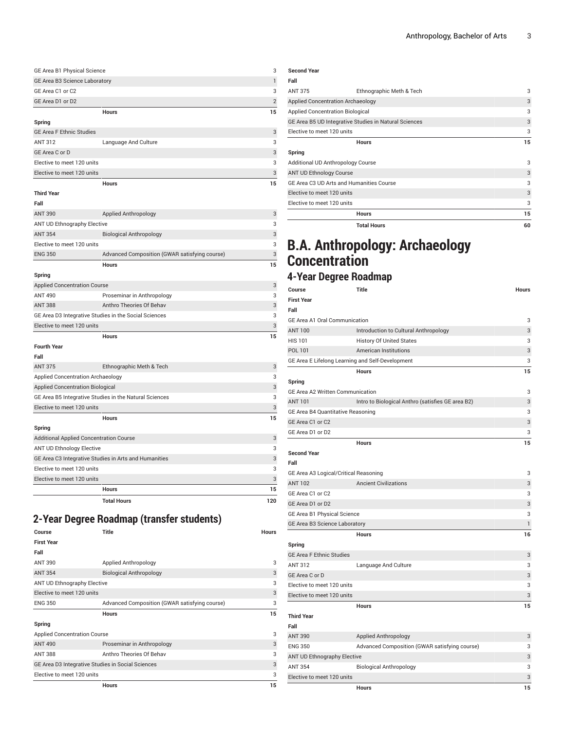| | | |
|---|---|---|
| GE Area B1 Physical Science | | 3 |
| GE Area B3 Science Laboratory | | 1 |
| GE Area C1 or C2 | | 3 |
| GE Area D1 or D2 | | 2 |
| | **Hours** | **15** |
| **Spring** | | |
| GE Area F Ethnic Studies | | 3 |
| ANT 312 | Language And Culture | 3 |
| GE Area C or D | | 3 |
| Elective to meet 120 units | | 3 |
| Elective to meet 120 units | | 3 |
| | **Hours** | **15** |
| **Third Year** | | |
| **Fall** | | |
| ANT 390 | Applied Anthropology | 3 |
| ANT UD Ethnography Elective | | 3 |
| ANT 354 | Biological Anthropology | 3 |
| Elective to meet 120 units | | 3 |
| ENG 350 | Advanced Composition (GWAR satisfying course) | 3 |
| | **Hours** | **15** |
| **Spring** | | |
| Applied Concentration Course | | 3 |
| ANT 490 | Proseminar in Anthropology | 3 |
| ANT 388 | Anthro Theories Of Behav | 3 |
| GE Area D3 Integrative Studies in the Social Sciences | | 3 |
| Elective to meet 120 units | | 3 |
| | **Hours** | **15** |
| **Fourth Year** | | |
| **Fall** | | |
| ANT 375 | Ethnographic Meth & Tech | 3 |
| Applied Concentration Archaeology | | 3 |
| Applied Concentration Biological | | 3 |
| GE Area B5 Integrative Studies in the Natural Sciences | | 3 |
| Elective to meet 120 units | | 3 |
| | **Hours** | **15** |
| **Spring** | | |
| Additional Applied Concentration Course | | 3 |
| ANT UD Ethnology Elective | | 3 |
| GE Area C3 Integrative Studies in Arts and Humanities | | 3 |
| Elective to meet 120 units | | 3 |
| Elective to meet 120 units | | 3 |
| | **Hours** | **15** |
| | **Total Hours** | **120** |

## 2-Year Degree Roadmap (transfer students)

| Course | Title | Hours |
|---|---|---|
| **First Year** | | |
| **Fall** | | |
| ANT 390 | Applied Anthropology | 3 |
| ANT 354 | Biological Anthropology | 3 |
| ANT UD Ethnography Elective | | 3 |
| Elective to meet 120 units | | 3 |
| ENG 350 | Advanced Composition (GWAR satisfying course) | 3 |
| | **Hours** | **15** |
| **Spring** | | |
| Applied Concentration Course | | 3 |
| ANT 490 | Proseminar in Anthropology | 3 |
| ANT 388 | Anthro Theories Of Behav | 3 |
| GE Area D3 Integrative Studies in Social Sciences | | 3 |
| Elective to meet 120 units | | 3 |
| | **Hours** | **15** |
| **Second Year** | | |
| **Fall** | | |
| ANT 375 | Ethnographic Meth & Tech | 3 |
| Applied Concentration Archaeology | | 3 |
| Applied Concentration Biological | | 3 |
| GE Area B5 UD Integrative Studies in Natural Sciences | | 3 |
| Elective to meet 120 units | | 3 |
| | **Hours** | **15** |
| **Spring** | | |
| Additional UD Anthropology Course | | 3 |
| ANT UD Ethnology Course | | 3 |
| GE Area C3 UD Arts and Humanities Course | | 3 |
| Elective to meet 120 units | | 3 |
| Elective to meet 120 units | | 3 |
| | **Hours** | **15** |
| | **Total Hours** | **60** |

# B.A. Anthropology: Archaeology Concentration

## 4-Year Degree Roadmap

| Course | Title | Hours |
|---|---|---|
| **First Year** | | |
| **Fall** | | |
| GE Area A1 Oral Communication | | 3 |
| ANT 100 | Introduction to Cultural Anthropology | 3 |
| HIS 101 | History Of United States | 3 |
| POL 101 | American Institutions | 3 |
| GE Area E Lifelong Learning and Self-Development | | 3 |
| | **Hours** | **15** |
| **Spring** | | |
| GE Area A2 Written Communication | | 3 |
| ANT 101 | Intro to Biological Anthro (satisfies GE area B2) | 3 |
| GE Area B4 Quantitative Reasoning | | 3 |
| GE Area C1 or C2 | | 3 |
| GE Area D1 or D2 | | 3 |
| | **Hours** | **15** |
| **Second Year** | | |
| **Fall** | | |
| GE Area A3 Logical/Critical Reasoning | | 3 |
| ANT 102 | Ancient Civilizations | 3 |
| GE Area C1 or C2 | | 3 |
| GE Area D1 or D2 | | 3 |
| GE Area B1 Physical Science | | 3 |
| GE Area B3 Science Laboratory | | 1 |
| | **Hours** | **16** |
| **Spring** | | |
| GE Area F Ethnic Studies | | 3 |
| ANT 312 | Language And Culture | 3 |
| GE Area C or D | | 3 |
| Elective to meet 120 units | | 3 |
| Elective to meet 120 units | | 3 |
| | **Hours** | **15** |
| **Third Year** | | |
| **Fall** | | |
| ANT 390 | Applied Anthropology | 3 |
| ENG 350 | Advanced Composition (GWAR satisfying course) | 3 |
| ANT UD Ethnography Elective | | 3 |
| ANT 354 | Biological Anthropology | 3 |
| Elective to meet 120 units | | 3 |
| | **Hours** | **15** |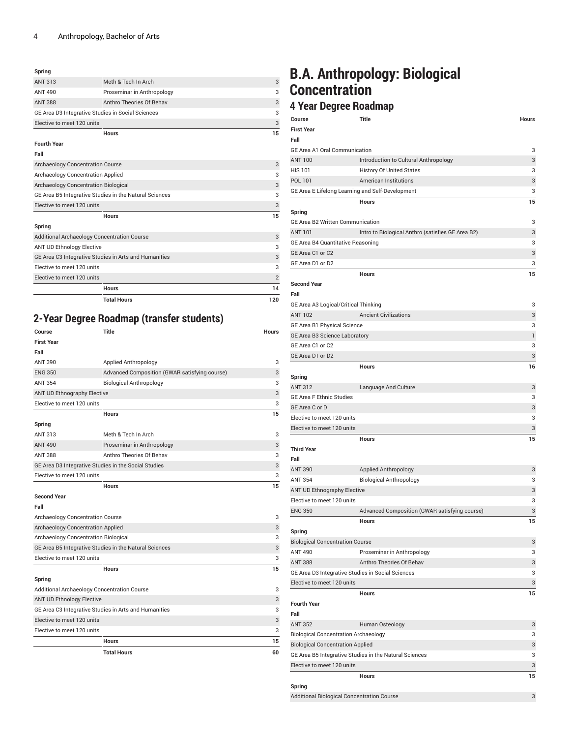| | | |
|---|---|---|
| **Spring** | | |
| ANT 313 | Meth & Tech In Arch | 3 |
| ANT 490 | Proseminar in Anthropology | 3 |
| ANT 388 | Anthro Theories Of Behav | 3 |
| GE Area D3 Integrative Studies in Social Sciences | | 3 |
| Elective to meet 120 units | | 3 |
| | **Hours** | **15** |
| **Fourth Year** | | |
| **Fall** | | |
| Archaeology Concentration Course | | 3 |
| Archaeology Concentration Applied | | 3 |
| Archaeology Concentration Biological | | 3 |
| GE Area B5 Integrative Studies in the Natural Sciences | | 3 |
| Elective to meet 120 units | | 3 |
| | **Hours** | **15** |
| **Spring** | | |
| Additional Archaeology Concentration Course | | 3 |
| ANT UD Ethnology Elective | | 3 |
| GE Area C3 Integrative Studies in Arts and Humanities | | 3 |
| Elective to meet 120 units | | 3 |
| Elective to meet 120 units | | 2 |
| | **Hours** | **14** |
| | **Total Hours** | **120** |

## 2-Year Degree Roadmap (transfer students)

| Course | Title | Hours |
|---|---|---|
| **First Year** | | |
| **Fall** | | |
| ANT 390 | Applied Anthropology | 3 |
| ENG 350 | Advanced Composition (GWAR satisfying course) | 3 |
| ANT 354 | Biological Anthropology | 3 |
| ANT UD Ethnography Elective | | 3 |
| Elective to meet 120 units | | 3 |
| | **Hours** | **15** |
| **Spring** | | |
| ANT 313 | Meth & Tech In Arch | 3 |
| ANT 490 | Proseminar in Anthropology | 3 |
| ANT 388 | Anthro Theories Of Behav | 3 |
| GE Area D3 Integrative Studies in the Social Studies | | 3 |
| Elective to meet 120 units | | 3 |
| | **Hours** | **15** |
| **Second Year** | | |
| **Fall** | | |
| Archaeology Concentration Course | | 3 |
| Archaeology Concentration Applied | | 3 |
| Archaeology Concentration Biological | | 3 |
| GE Area B5 Integrative Studies in the Natural Sciences | | 3 |
| Elective to meet 120 units | | 3 |
| | **Hours** | **15** |
| **Spring** | | |
| Additional Archaeology Concentration Course | | 3 |
| ANT UD Ethnology Elective | | 3 |
| GE Area C3 Integrative Studies in Arts and Humanities | | 3 |
| Elective to meet 120 units | | 3 |
| Elective to meet 120 units | | 3 |
| | **Hours** | **15** |
| | **Total Hours** | **60** |

# B.A. Anthropology: Biological Concentration

## 4 Year Degree Roadmap

| Course | Title | Hours |
|---|---|---|
| **First Year** | | |
| **Fall** | | |
| GE Area A1 Oral Communication | | 3 |
| ANT 100 | Introduction to Cultural Anthropology | 3 |
| HIS 101 | History Of United States | 3 |
| POL 101 | American Institutions | 3 |
| GE Area E Lifelong Learning and Self-Development | | 3 |
| | **Hours** | **15** |
| **Spring** | | |
| GE Area B2 Written Communication | | 3 |
| ANT 101 | Intro to Biological Anthro (satisfies GE Area B2) | 3 |
| GE Area B4 Quantitative Reasoning | | 3 |
| GE Area C1 or C2 | | 3 |
| GE Area D1 or D2 | | 3 |
| | **Hours** | **15** |
| **Second Year** | | |
| **Fall** | | |
| GE Area A3 Logical/Critical Thinking | | 3 |
| ANT 102 | Ancient Civilizations | 3 |
| GE Area B1 Physical Science | | 3 |
| GE Area B3 Science Laboratory | | 1 |
| GE Area C1 or C2 | | 3 |
| GE Area D1 or D2 | | 3 |
| | **Hours** | **16** |
| **Spring** | | |
| ANT 312 | Language And Culture | 3 |
| GE Area F Ethnic Studies | | 3 |
| GE Area C or D | | 3 |
| Elective to meet 120 units | | 3 |
| Elective to meet 120 units | | 3 |
| | **Hours** | **15** |
| **Third Year** | | |
| **Fall** | | |
| ANT 390 | Applied Anthropology | 3 |
| ANT 354 | Biological Anthropology | 3 |
| ANT UD Ethnography Elective | | 3 |
| Elective to meet 120 units | | 3 |
| ENG 350 | Advanced Composition (GWAR satisfying course) | 3 |
| | **Hours** | **15** |
| **Spring** | | |
| Biological Concentration Course | | 3 |
| ANT 490 | Proseminar in Anthropology | 3 |
| ANT 388 | Anthro Theories Of Behav | 3 |
| GE Area D3 Integrative Studies in Social Sciences | | 3 |
| Elective to meet 120 units | | 3 |
| | **Hours** | **15** |
| **Fourth Year** | | |
| **Fall** | | |
| ANT 352 | Human Osteology | 3 |
| Biological Concentration Archaeology | | 3 |
| Biological Concentration Applied | | 3 |
| GE Area B5 Integrative Studies in the Natural Sciences | | 3 |
| Elective to meet 120 units | | 3 |
| | **Hours** | **15** |
| **Spring** | | |
| Additional Biological Concentration Course | | 3 |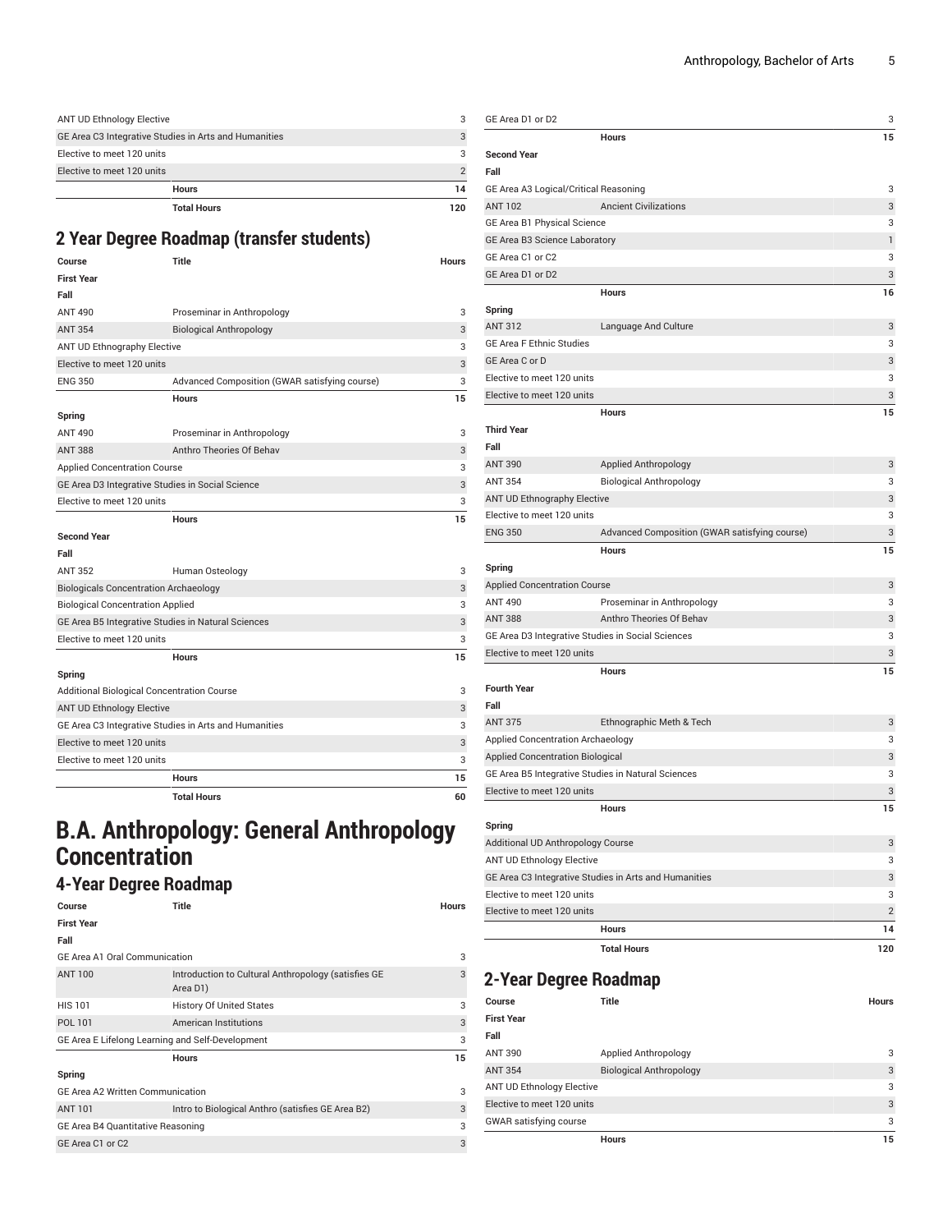| Course | Title | Hours |
|---|---|---|
| ANT UD Ethnology Elective | | 3 |
| GE Area C3 Integrative Studies in Arts and Humanities | | 3 |
| Elective to meet 120 units | | 3 |
| Elective to meet 120 units | | 2 |
| | Hours | 14 |
| | Total Hours | 120 |

## 2 Year Degree Roadmap (transfer students)

| Course | Title | Hours |
|---|---|---|
| **First Year** | | |
| **Fall** | | |
| ANT 490 | Proseminar in Anthropology | 3 |
| ANT 354 | Biological Anthropology | 3 |
| ANT UD Ethnography Elective | | 3 |
| Elective to meet 120 units | | 3 |
| ENG 350 | Advanced Composition (GWAR satisfying course) | 3 |
| | Hours | 15 |
| **Spring** | | |
| ANT 490 | Proseminar in Anthropology | 3 |
| ANT 388 | Anthro Theories Of Behav | 3 |
| Applied Concentration Course | | 3 |
| GE Area D3 Integrative Studies in Social Science | | 3 |
| Elective to meet 120 units | | 3 |
| | Hours | 15 |
| **Second Year** | | |
| **Fall** | | |
| ANT 352 | Human Osteology | 3 |
| Biologicals Concentration Archaeology | | 3 |
| Biological Concentration Applied | | 3 |
| GE Area B5 Integrative Studies in Natural Sciences | | 3 |
| Elective to meet 120 units | | 3 |
| | Hours | 15 |
| **Spring** | | |
| Additional Biological Concentration Course | | 3 |
| ANT UD Ethnology Elective | | 3 |
| GE Area C3 Integrative Studies in Arts and Humanities | | 3 |
| Elective to meet 120 units | | 3 |
| Elective to meet 120 units | | 3 |
| | Hours | 15 |
| | Total Hours | 60 |

# B.A. Anthropology: General Anthropology Concentration

## 4-Year Degree Roadmap

| Course | Title | Hours |
|---|---|---|
| **First Year** | | |
| **Fall** | | |
| GE Area A1 Oral Communication | | 3 |
| ANT 100 | Introduction to Cultural Anthropology (satisfies GE Area D1) | 3 |
| HIS 101 | History Of United States | 3 |
| POL 101 | American Institutions | 3 |
| GE Area E Lifelong Learning and Self-Development | | 3 |
| | Hours | 15 |
| **Spring** | | |
| GE Area A2 Written Communication | | 3 |
| ANT 101 | Intro to Biological Anthro (satisfies GE Area B2) | 3 |
| GE Area B4 Quantitative Reasoning | | 3 |
| GE Area C1 or C2 | | 3 |
| GE Area D1 or D2 | | 3 |
| | Hours | 15 |
| **Second Year** | | |
| **Fall** | | |
| GE Area A3 Logical/Critical Reasoning | | 3 |
| ANT 102 | Ancient Civilizations | 3 |
| GE Area B1 Physical Science | | 3 |
| GE Area B3 Science Laboratory | | 1 |
| GE Area C1 or C2 | | 3 |
| GE Area D1 or D2 | | 3 |
| | Hours | 16 |
| **Spring** | | |
| ANT 312 | Language And Culture | 3 |
| GE Area F Ethnic Studies | | 3 |
| GE Area C or D | | 3 |
| Elective to meet 120 units | | 3 |
| Elective to meet 120 units | | 3 |
| | Hours | 15 |
| **Third Year** | | |
| **Fall** | | |
| ANT 390 | Applied Anthropology | 3 |
| ANT 354 | Biological Anthropology | 3 |
| ANT UD Ethnography Elective | | 3 |
| Elective to meet 120 units | | 3 |
| ENG 350 | Advanced Composition (GWAR satisfying course) | 3 |
| | Hours | 15 |
| **Spring** | | |
| Applied Concentration Course | | 3 |
| ANT 490 | Proseminar in Anthropology | 3 |
| ANT 388 | Anthro Theories Of Behav | 3 |
| GE Area D3 Integrative Studies in Social Sciences | | 3 |
| Elective to meet 120 units | | 3 |
| | Hours | 15 |
| **Fourth Year** | | |
| **Fall** | | |
| ANT 375 | Ethnographic Meth & Tech | 3 |
| Applied Concentration Archaeology | | 3 |
| Applied Concentration Biological | | 3 |
| GE Area B5 Integrative Studies in Natural Sciences | | 3 |
| Elective to meet 120 units | | 3 |
| | Hours | 15 |
| **Spring** | | |
| Additional UD Anthropology Course | | 3 |
| ANT UD Ethnology Elective | | 3 |
| GE Area C3 Integrative Studies in Arts and Humanities | | 3 |
| Elective to meet 120 units | | 3 |
| Elective to meet 120 units | | 2 |
| | Hours | 14 |
| | Total Hours | 120 |

## 2-Year Degree Roadmap

| Course | Title | Hours |
|---|---|---|
| **First Year** | | |
| **Fall** | | |
| ANT 390 | Applied Anthropology | 3 |
| ANT 354 | Biological Anthropology | 3 |
| ANT UD Ethnology Elective | | 3 |
| Elective to meet 120 units | | 3 |
| GWAR satisfying course | | 3 |
| | Hours | 15 |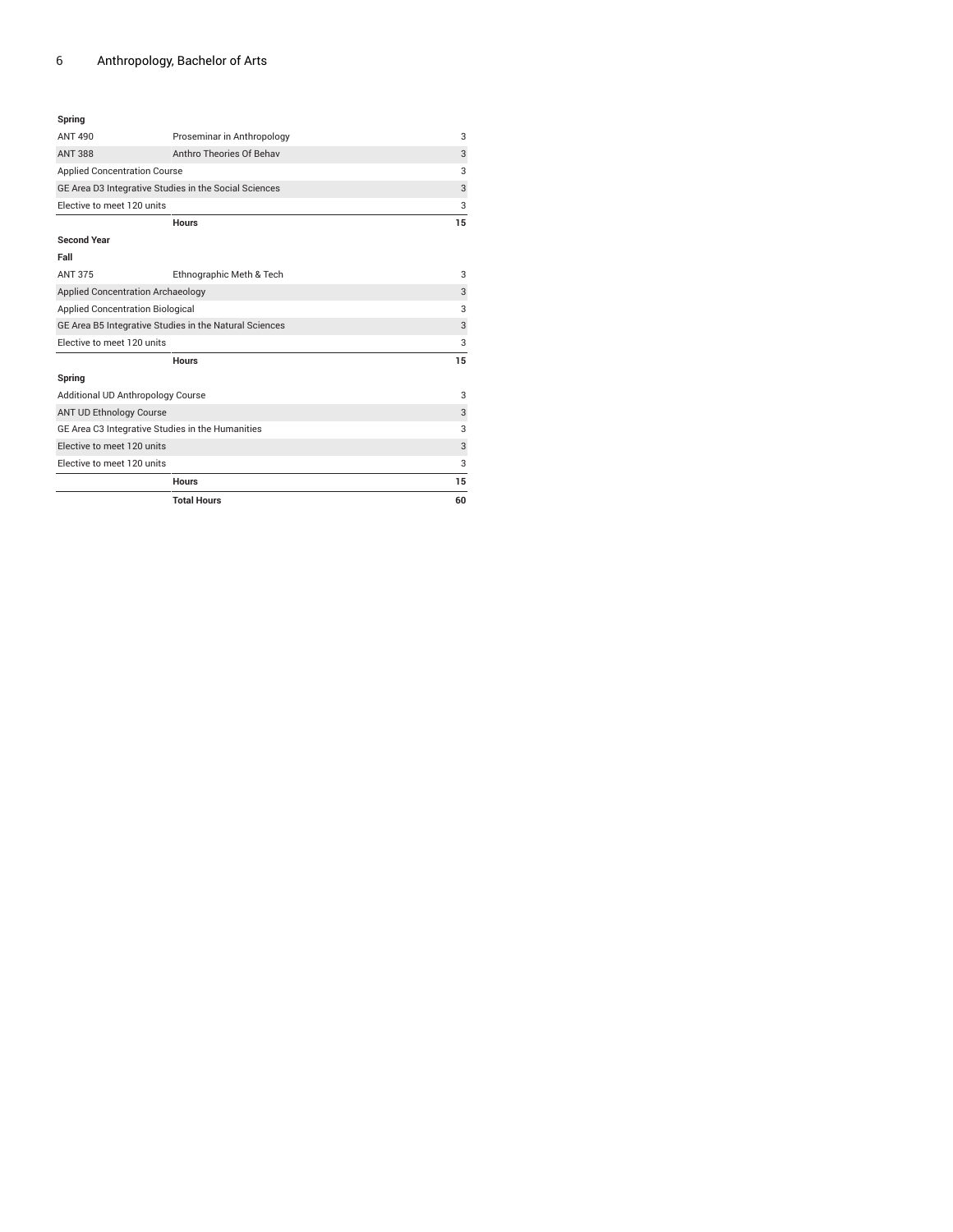| | | |
|---|---|---|
| **Spring** | | |
| ANT 490 | Proseminar in Anthropology | 3 |
| ANT 388 | Anthro Theories Of Behav | 3 |
| Applied Concentration Course | | 3 |
| GE Area D3 Integrative Studies in the Social Sciences | | 3 |
| Elective to meet 120 units | | 3 |
| | **Hours** | **15** |
| **Second Year** | | |
| **Fall** | | |
| ANT 375 | Ethnographic Meth & Tech | 3 |
| Applied Concentration Archaeology | | 3 |
| Applied Concentration Biological | | 3 |
| GE Area B5 Integrative Studies in the Natural Sciences | | 3 |
| Elective to meet 120 units | | 3 |
| | **Hours** | **15** |
| **Spring** | | |
| Additional UD Anthropology Course | | 3 |
| ANT UD Ethnology Course | | 3 |
| GE Area C3 Integrative Studies in the Humanities | | 3 |
| Elective to meet 120 units | | 3 |
| Elective to meet 120 units | | 3 |
| | **Hours** | **15** |
| | **Total Hours** | **60** |